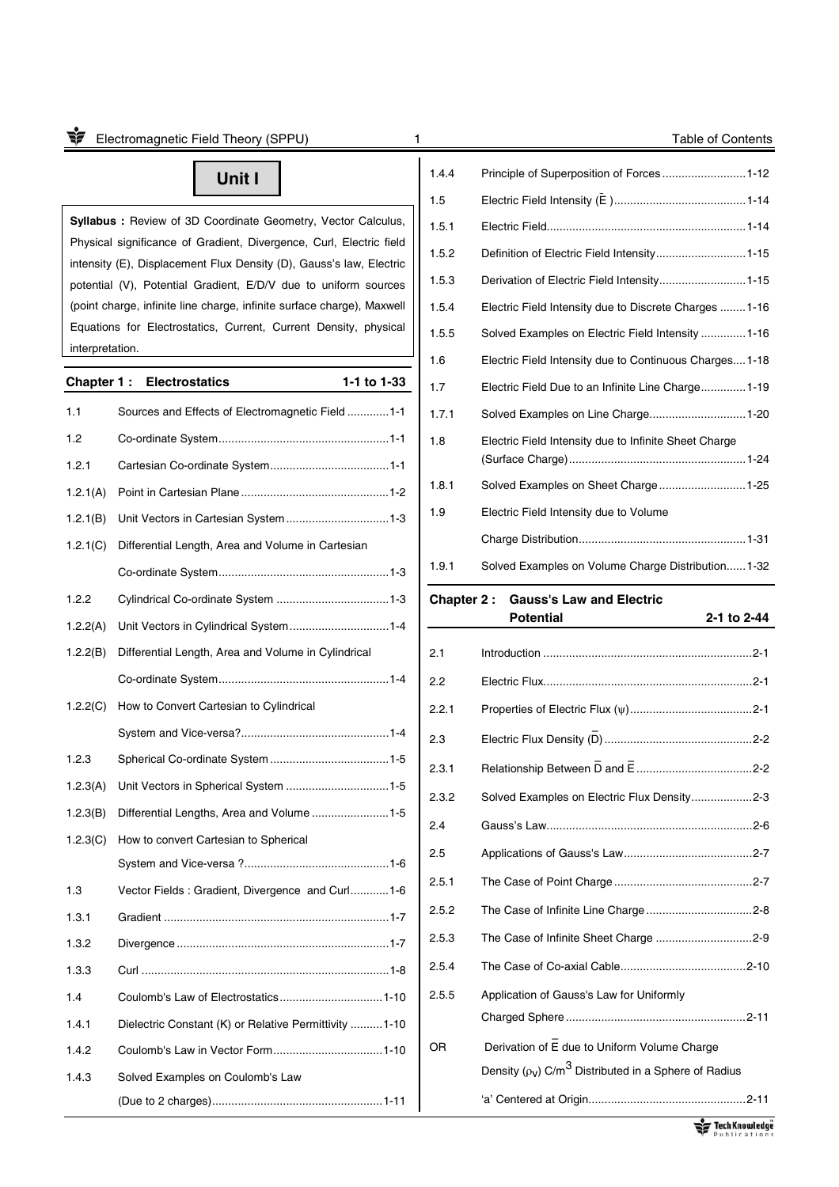# Unit I

**Syllabus :** Review of 3D Coordinate Geometry, Vector Calculus, Physical significance of Gradient, Divergence, Curl, Electric field intensity (E), Displacement Flux Density (D), Gauss's law, Electric potential (V), Potential Gradient, E/D/V due to uniform sources (point charge, infinite line charge, infinite surface charge), Maxwell Equations for Electrostatics, Current, Current Density, physical interpretation.

## Chapter 1 : Electrostatics 1-1 to 1-33

| | | |
|---|---|---|
| 1.1 | Sources and Effects of Electromagnetic Field | 1-1 |
| 1.2 | Co-ordinate System | 1-1 |
| 1.2.1 | Cartesian Co-ordinate System | 1-1 |
| 1.2.1(A) | Point in Cartesian Plane | 1-2 |
| 1.2.1(B) | Unit Vectors in Cartesian System | 1-3 |
| 1.2.1(C) | Differential Length, Area and Volume in Cartesian Co-ordinate System | 1-3 |
| 1.2.2 | Cylindrical Co-ordinate System | 1-3 |
| 1.2.2(A) | Unit Vectors in Cylindrical System | 1-4 |
| 1.2.2(B) | Differential Length, Area and Volume in Cylindrical Co-ordinate System | 1-4 |
| 1.2.2(C) | How to Convert Cartesian to Cylindrical System and Vice-versa? | 1-4 |
| 1.2.3 | Spherical Co-ordinate System | 1-5 |
| 1.2.3(A) | Unit Vectors in Spherical System | 1-5 |
| 1.2.3(B) | Differential Lengths, Area and Volume | 1-5 |
| 1.2.3(C) | How to convert Cartesian to Spherical System and Vice-versa ? | 1-6 |
| 1.3 | Vector Fields : Gradient, Divergence and Curl | 1-6 |
| 1.3.1 | Gradient | 1-7 |
| 1.3.2 | Divergence | 1-7 |
| 1.3.3 | Curl | 1-8 |
| 1.4 | Coulomb's Law of Electrostatics | 1-10 |
| 1.4.1 | Dielectric Constant (K) or Relative Permittivity | 1-10 |
| 1.4.2 | Coulomb's Law in Vector Form | 1-10 |
| 1.4.3 | Solved Examples on Coulomb's Law (Due to 2 charges) | 1-11 |
| 1.4.4 | Principle of Superposition of Forces | 1-12 |
| 1.5 | Electric Field Intensity ($\bar{E}$) | 1-14 |
| 1.5.1 | Electric Field | 1-14 |
| 1.5.2 | Definition of Electric Field Intensity | 1-15 |
| 1.5.3 | Derivation of Electric Field Intensity | 1-15 |
| 1.5.4 | Electric Field Intensity due to Discrete Charges | 1-16 |
| 1.5.5 | Solved Examples on Electric Field Intensity | 1-16 |
| 1.6 | Electric Field Intensity due to Continuous Charges | 1-18 |
| 1.7 | Electric Field Due to an Infinite Line Charge | 1-19 |
| 1.7.1 | Solved Examples on Line Charge | 1-20 |
| 1.8 | Electric Field Intensity due to Infinite Sheet Charge (Surface Charge) | 1-24 |
| 1.8.1 | Solved Examples on Sheet Charge | 1-25 |
| 1.9 | Electric Field Intensity due to Volume Charge Distribution | 1-31 |
| 1.9.1 | Solved Examples on Volume Charge Distribution | 1-32 |

## Chapter 2 : Gauss's Law and Electric Potential 2-1 to 2-44

| | | |
|---|---|---|
| 2.1 | Introduction | 2-1 |
| 2.2 | Electric Flux | 2-1 |
| 2.2.1 | Properties of Electric Flux ($\psi$) | 2-1 |
| 2.3 | Electric Flux Density ($\bar{D}$) | 2-2 |
| 2.3.1 | Relationship Between $\bar{D}$ and $\bar{E}$ | 2-2 |
| 2.3.2 | Solved Examples on Electric Flux Density | 2-3 |
| 2.4 | Gauss's Law | 2-6 |
| 2.5 | Applications of Gauss's Law | 2-7 |
| 2.5.1 | The Case of Point Charge | 2-7 |
| 2.5.2 | The Case of Infinite Line Charge | 2-8 |
| 2.5.3 | The Case of Infinite Sheet Charge | 2-9 |
| 2.5.4 | The Case of Co-axial Cable | 2-10 |
| 2.5.5 | Application of Gauss's Law for Uniformly Charged Sphere | 2-11 |
| OR | Derivation of $\bar{E}$ due to Uniform Volume Charge Density ($\rho_V$) C/m$^3$ Distributed in a Sphere of Radius 'a' Centered at Origin | 2-11 |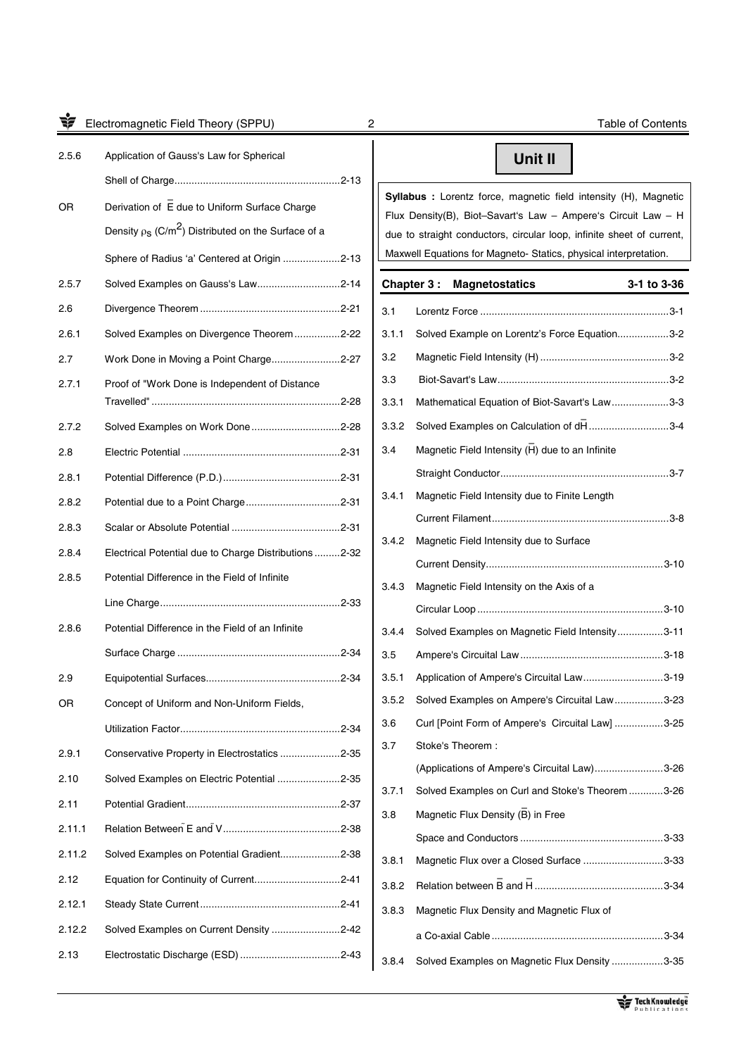| | | |
|---|---|---|
| 2.5.6 | Application of Gauss's Law for Spherical Shell of Charge | 2-13 |
| OR | Derivation of $\bar{E}$ due to Uniform Surface Charge Density $\rho_S$ (C/m$^2$) Distributed on the Surface of a Sphere of Radius 'a' Centered at Origin | 2-13 |
| 2.5.7 | Solved Examples on Gauss's Law | 2-14 |
| 2.6 | Divergence Theorem | 2-21 |
| 2.6.1 | Solved Examples on Divergence Theorem | 2-22 |
| 2.7 | Work Done in Moving a Point Charge | 2-27 |
| 2.7.1 | Proof of "Work Done is Independent of Distance Travelled" | 2-28 |
| 2.7.2 | Solved Examples on Work Done | 2-28 |
| 2.8 | Electric Potential | 2-31 |
| 2.8.1 | Potential Difference (P.D.) | 2-31 |
| 2.8.2 | Potential due to a Point Charge | 2-31 |
| 2.8.3 | Scalar or Absolute Potential | 2-31 |
| 2.8.4 | Electrical Potential due to Charge Distributions | 2-32 |
| 2.8.5 | Potential Difference in the Field of Infinite Line Charge | 2-33 |
| 2.8.6 | Potential Difference in the Field of an Infinite Surface Charge | 2-34 |
| 2.9 | Equipotential Surfaces | 2-34 |
| OR | Concept of Uniform and Non-Uniform Fields, Utilization Factor | 2-34 |
| 2.9.1 | Conservative Property in Electrostatics | 2-35 |
| 2.10 | Solved Examples on Electric Potential | 2-35 |
| 2.11 | Potential Gradient | 2-37 |
| 2.11.1 | Relation Between $\bar{E}$ and $\bar{V}$ | 2-38 |
| 2.11.2 | Solved Examples on Potential Gradient | 2-38 |
| 2.12 | Equation for Continuity of Current | 2-41 |
| 2.12.1 | Steady State Current | 2-41 |
| 2.12.2 | Solved Examples on Current Density | 2-42 |
| 2.13 | Electrostatic Discharge (ESD) | 2-43 |

# Unit II

**Syllabus :** Lorentz force, magnetic field intensity (H), Magnetic Flux Density(B), Biot–Savart's Law – Ampere's Circuit Law – H due to straight conductors, circular loop, infinite sheet of current, Maxwell Equations for Magneto- Statics, physical interpretation.

## Chapter 3 : Magnetostatics — 3-1 to 3-36

| | | |
|---|---|---|
| 3.1 | Lorentz Force | 3-1 |
| 3.1.1 | Solved Example on Lorentz's Force Equation | 3-2 |
| 3.2 | Magnetic Field Intensity (H) | 3-2 |
| 3.3 | Biot-Savart's Law | 3-2 |
| 3.3.1 | Mathematical Equation of Biot-Savart's Law | 3-3 |
| 3.3.2 | Solved Examples on Calculation of $d\bar{H}$ | 3-4 |
| 3.4 | Magnetic Field Intensity ($\bar{H}$) due to an Infinite Straight Conductor | 3-7 |
| 3.4.1 | Magnetic Field Intensity due to Finite Length Current Filament | 3-8 |
| 3.4.2 | Magnetic Field Intensity due to Surface Current Density | 3-10 |
| 3.4.3 | Magnetic Field Intensity on the Axis of a Circular Loop | 3-10 |
| 3.4.4 | Solved Examples on Magnetic Field Intensity | 3-11 |
| 3.5 | Ampere's Circuital Law | 3-18 |
| 3.5.1 | Application of Ampere's Circuital Law | 3-19 |
| 3.5.2 | Solved Examples on Ampere's Circuital Law | 3-23 |
| 3.6 | Curl [Point Form of Ampere's Circuital Law] | 3-25 |
| 3.7 | Stoke's Theorem : (Applications of Ampere's Circuital Law) | 3-26 |
| 3.7.1 | Solved Examples on Curl and Stoke's Theorem | 3-26 |
| 3.8 | Magnetic Flux Density ($\bar{B}$) in Free Space and Conductors | 3-33 |
| 3.8.1 | Magnetic Flux over a Closed Surface | 3-33 |
| 3.8.2 | Relation between $\bar{B}$ and $\bar{H}$ | 3-34 |
| 3.8.3 | Magnetic Flux Density and Magnetic Flux of a Co-axial Cable | 3-34 |
| 3.8.4 | Solved Examples on Magnetic Flux Density | 3-35 |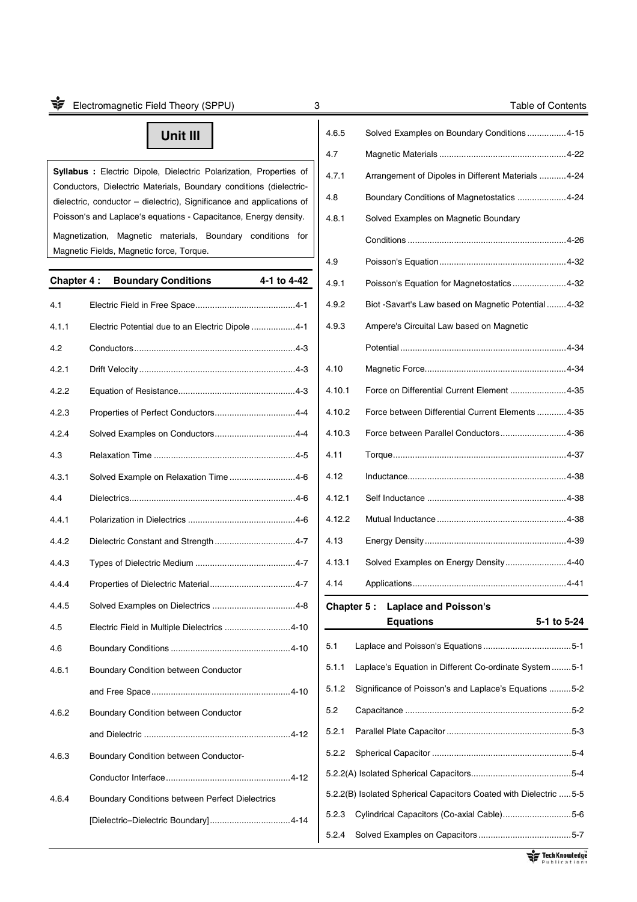# Unit III

**Syllabus :** Electric Dipole, Dielectric Polarization, Properties of Conductors, Dielectric Materials, Boundary conditions (dielectric-dielectric, conductor – dielectric), Significance and applications of Poisson's and Laplace's equations - Capacitance, Energy density.

Magnetization, Magnetic materials, Boundary conditions for Magnetic Fields, Magnetic force, Torque.

## Chapter 4 : Boundary Conditions 4-1 to 4-42

| | | |
|---|---|---|
| 4.1 | Electric Field in Free Space | 4-1 |
| 4.1.1 | Electric Potential due to an Electric Dipole | 4-1 |
| 4.2 | Conductors | 4-3 |
| 4.2.1 | Drift Velocity | 4-3 |
| 4.2.2 | Equation of Resistance | 4-3 |
| 4.2.3 | Properties of Perfect Conductors | 4-4 |
| 4.2.4 | Solved Examples on Conductors | 4-4 |
| 4.3 | Relaxation Time | 4-5 |
| 4.3.1 | Solved Example on Relaxation Time | 4-6 |
| 4.4 | Dielectrics | 4-6 |
| 4.4.1 | Polarization in Dielectrics | 4-6 |
| 4.4.2 | Dielectric Constant and Strength | 4-7 |
| 4.4.3 | Types of Dielectric Medium | 4-7 |
| 4.4.4 | Properties of Dielectric Material | 4-7 |
| 4.4.5 | Solved Examples on Dielectrics | 4-8 |
| 4.5 | Electric Field in Multiple Dielectrics | 4-10 |
| 4.6 | Boundary Conditions | 4-10 |
| 4.6.1 | Boundary Condition between Conductor and Free Space | 4-10 |
| 4.6.2 | Boundary Condition between Conductor and Dielectric | 4-12 |
| 4.6.3 | Boundary Condition between Conductor-Conductor Interface | 4-12 |
| 4.6.4 | Boundary Conditions between Perfect Dielectrics [Dielectric–Dielectric Boundary] | 4-14 |
| 4.6.5 | Solved Examples on Boundary Conditions | 4-15 |
| 4.7 | Magnetic Materials | 4-22 |
| 4.7.1 | Arrangement of Dipoles in Different Materials | 4-24 |
| 4.8 | Boundary Conditions of Magnetostatics | 4-24 |
| 4.8.1 | Solved Examples on Magnetic Boundary Conditions | 4-26 |
| 4.9 | Poisson's Equation | 4-32 |
| 4.9.1 | Poisson's Equation for Magnetostatics | 4-32 |
| 4.9.2 | Biot -Savart's Law based on Magnetic Potential | 4-32 |
| 4.9.3 | Ampere's Circuital Law based on Magnetic Potential | 4-34 |
| 4.10 | Magnetic Force | 4-34 |
| 4.10.1 | Force on Differential Current Element | 4-35 |
| 4.10.2 | Force between Differential Current Elements | 4-35 |
| 4.10.3 | Force between Parallel Conductors | 4-36 |
| 4.11 | Torque | 4-37 |
| 4.12 | Inductance | 4-38 |
| 4.12.1 | Self Inductance | 4-38 |
| 4.12.2 | Mutual Inductance | 4-38 |
| 4.13 | Energy Density | 4-39 |
| 4.13.1 | Solved Examples on Energy Density | 4-40 |
| 4.14 | Applications | 4-41 |

## Chapter 5 : Laplace and Poisson's Equations 5-1 to 5-24

| | | |
|---|---|---|
| 5.1 | Laplace and Poisson's Equations | 5-1 |
| 5.1.1 | Laplace's Equation in Different Co-ordinate System | 5-1 |
| 5.1.2 | Significance of Poisson's and Laplace's Equations | 5-2 |
| 5.2 | Capacitance | 5-2 |
| 5.2.1 | Parallel Plate Capacitor | 5-3 |
| 5.2.2 | Spherical Capacitor | 5-4 |
| 5.2.2(A) | Isolated Spherical Capacitors | 5-4 |
| 5.2.2(B) | Isolated Spherical Capacitors Coated with Dielectric | 5-5 |
| 5.2.3 | Cylindrical Capacitors (Co-axial Cable) | 5-6 |
| 5.2.4 | Solved Examples on Capacitors | 5-7 |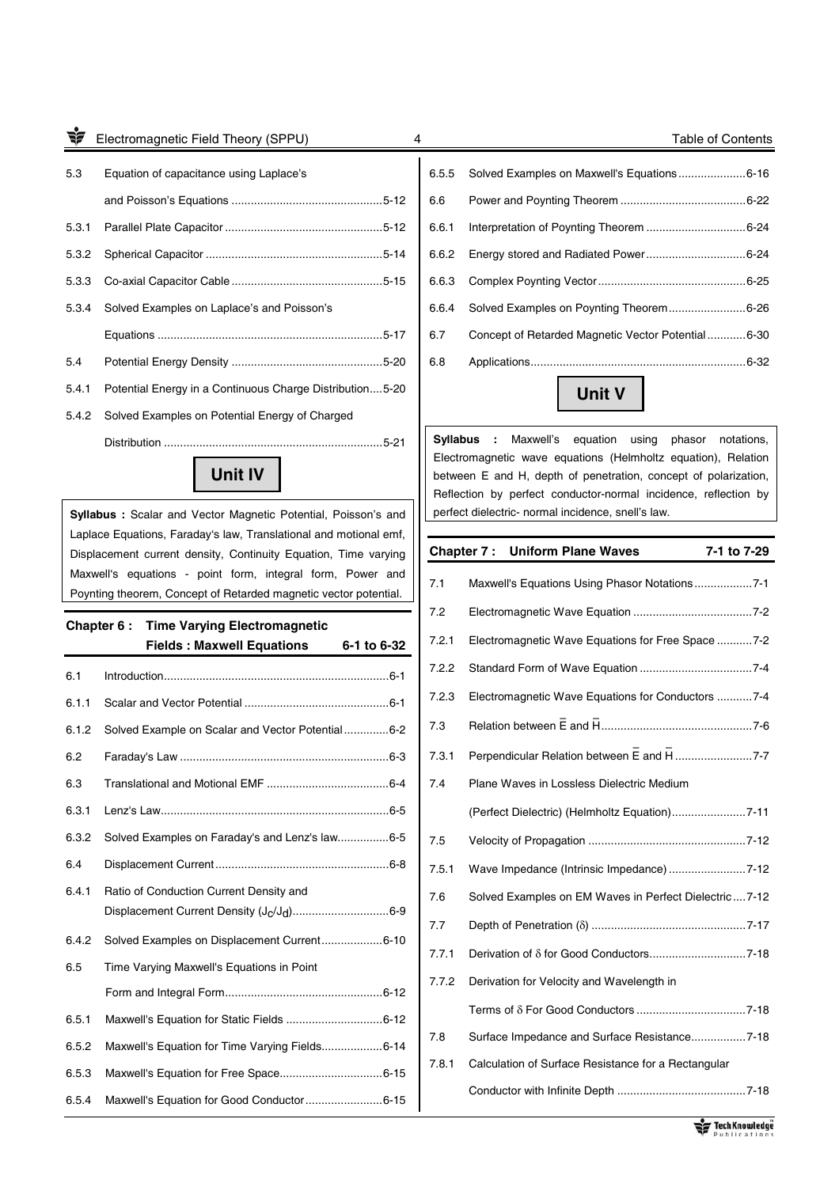| | | |
|---|---|---|
| 5.3 | Equation of capacitance using Laplace's and Poisson's Equations | 5-12 |
| 5.3.1 | Parallel Plate Capacitor | 5-12 |
| 5.3.2 | Spherical Capacitor | 5-14 |
| 5.3.3 | Co-axial Capacitor Cable | 5-15 |
| 5.3.4 | Solved Examples on Laplace's and Poisson's Equations | 5-17 |
| 5.4 | Potential Energy Density | 5-20 |
| 5.4.1 | Potential Energy in a Continuous Charge Distribution | 5-20 |
| 5.4.2 | Solved Examples on Potential Energy of Charged Distribution | 5-21 |

# Unit IV

**Syllabus :** Scalar and Vector Magnetic Potential, Poisson's and Laplace Equations, Faraday's law, Translational and motional emf, Displacement current density, Continuity Equation, Time varying Maxwell's equations - point form, integral form, Power and Poynting theorem, Concept of Retarded magnetic vector potential.

## Chapter 6 : Time Varying Electromagnetic Fields : Maxwell Equations 6-1 to 6-32

| | | |
|---|---|---|
| 6.1 | Introduction | 6-1 |
| 6.1.1 | Scalar and Vector Potential | 6-1 |
| 6.1.2 | Solved Example on Scalar and Vector Potential | 6-2 |
| 6.2 | Faraday's Law | 6-3 |
| 6.3 | Translational and Motional EMF | 6-4 |
| 6.3.1 | Lenz's Law | 6-5 |
| 6.3.2 | Solved Examples on Faraday's and Lenz's law | 6-5 |
| 6.4 | Displacement Current | 6-8 |
| 6.4.1 | Ratio of Conduction Current Density and Displacement Current Density ($J_C/J_d$) | 6-9 |
| 6.4.2 | Solved Examples on Displacement Current | 6-10 |
| 6.5 | Time Varying Maxwell's Equations in Point Form and Integral Form | 6-12 |
| 6.5.1 | Maxwell's Equation for Static Fields | 6-12 |
| 6.5.2 | Maxwell's Equation for Time Varying Fields | 6-14 |
| 6.5.3 | Maxwell's Equation for Free Space | 6-15 |
| 6.5.4 | Maxwell's Equation for Good Conductor | 6-15 |
| 6.5.5 | Solved Examples on Maxwell's Equations | 6-16 |
| 6.6 | Power and Poynting Theorem | 6-22 |
| 6.6.1 | Interpretation of Poynting Theorem | 6-24 |
| 6.6.2 | Energy stored and Radiated Power | 6-24 |
| 6.6.3 | Complex Poynting Vector | 6-25 |
| 6.6.4 | Solved Examples on Poynting Theorem | 6-26 |
| 6.7 | Concept of Retarded Magnetic Vector Potential | 6-30 |
| 6.8 | Applications | 6-32 |

# Unit V

**Syllabus :** Maxwell's equation using phasor notations, Electromagnetic wave equations (Helmholtz equation), Relation between E and H, depth of penetration, concept of polarization, Reflection by perfect conductor-normal incidence, reflection by perfect dielectric- normal incidence, snell's law.

## Chapter 7 : Uniform Plane Waves 7-1 to 7-29

| | | |
|---|---|---|
| 7.1 | Maxwell's Equations Using Phasor Notations | 7-1 |
| 7.2 | Electromagnetic Wave Equation | 7-2 |
| 7.2.1 | Electromagnetic Wave Equations for Free Space | 7-2 |
| 7.2.2 | Standard Form of Wave Equation | 7-4 |
| 7.2.3 | Electromagnetic Wave Equations for Conductors | 7-4 |
| 7.3 | Relation between $\bar{E}$ and $\bar{H}$ | 7-6 |
| 7.3.1 | Perpendicular Relation between $\bar{E}$ and $\bar{H}$ | 7-7 |
| 7.4 | Plane Waves in Lossless Dielectric Medium (Perfect Dielectric) (Helmholtz Equation) | 7-11 |
| 7.5 | Velocity of Propagation | 7-12 |
| 7.5.1 | Wave Impedance (Intrinsic Impedance) | 7-12 |
| 7.6 | Solved Examples on EM Waves in Perfect Dielectric | 7-12 |
| 7.7 | Depth of Penetration ($\delta$) | 7-17 |
| 7.7.1 | Derivation of $\delta$ for Good Conductors | 7-18 |
| 7.7.2 | Derivation for Velocity and Wavelength in Terms of $\delta$ For Good Conductors | 7-18 |
| 7.8 | Surface Impedance and Surface Resistance | 7-18 |
| 7.8.1 | Calculation of Surface Resistance for a Rectangular Conductor with Infinite Depth | 7-18 |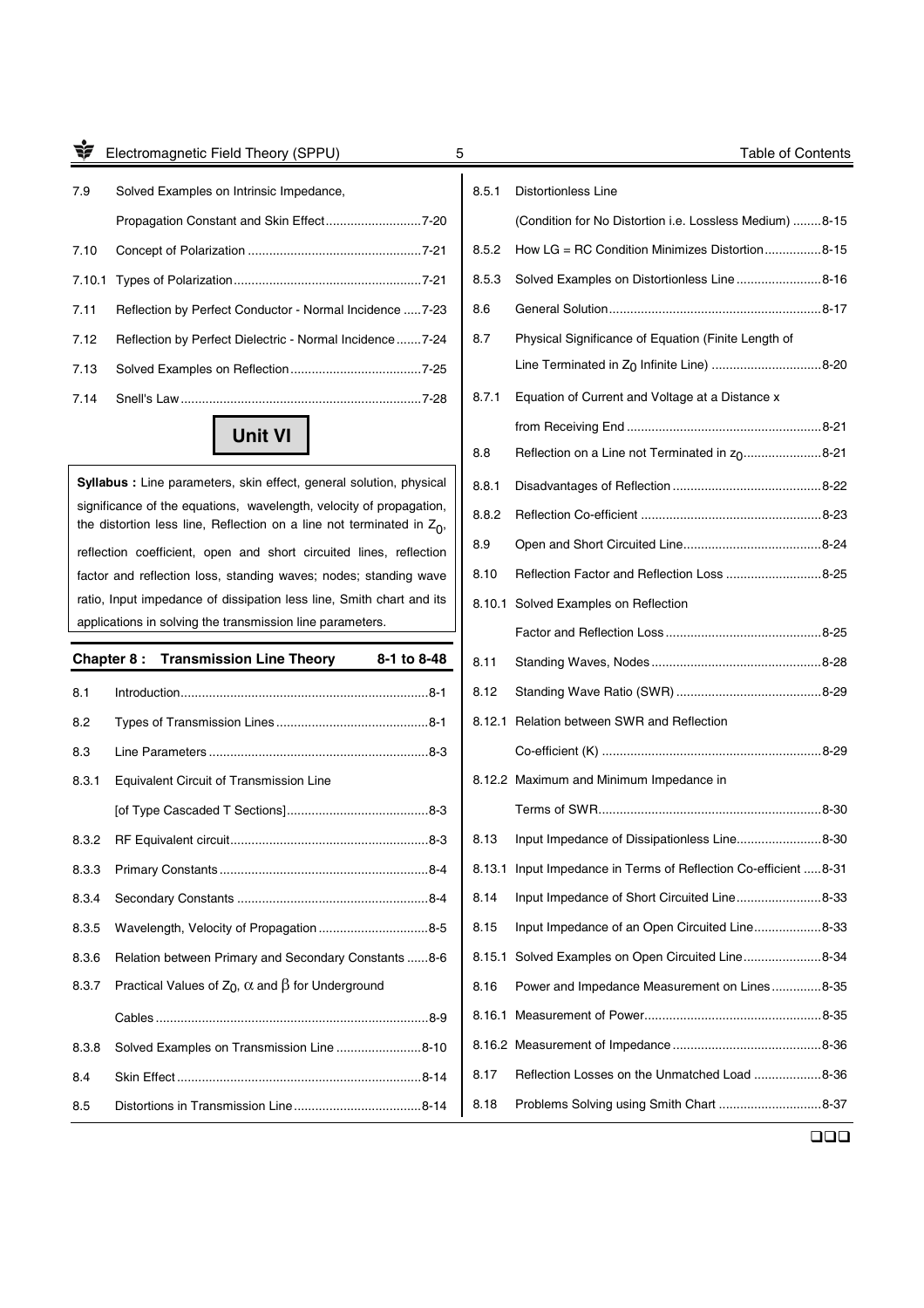| | | |
|---|---|---|
| 7.9 | Solved Examples on Intrinsic Impedance, Propagation Constant and Skin Effect | 7-20 |
| 7.10 | Concept of Polarization | 7-21 |
| 7.10.1 | Types of Polarization | 7-21 |
| 7.11 | Reflection by Perfect Conductor - Normal Incidence | 7-23 |
| 7.12 | Reflection by Perfect Dielectric - Normal Incidence | 7-24 |
| 7.13 | Solved Examples on Reflection | 7-25 |
| 7.14 | Snell's Law | 7-28 |

# Unit VI

**Syllabus :** Line parameters, skin effect, general solution, physical significance of the equations, wavelength, velocity of propagation, the distortion less line, Reflection on a line not terminated in $Z_0$, reflection coefficient, open and short circuited lines, reflection factor and reflection loss, standing waves; nodes; standing wave ratio, Input impedance of dissipation less line, Smith chart and its applications in solving the transmission line parameters.

## Chapter 8 : Transmission Line Theory 8-1 to 8-48

| | | |
|---|---|---|
| 8.1 | Introduction | 8-1 |
| 8.2 | Types of Transmission Lines | 8-1 |
| 8.3 | Line Parameters | 8-3 |
| 8.3.1 | Equivalent Circuit of Transmission Line [of Type Cascaded T Sections] | 8-3 |
| 8.3.2 | RF Equivalent circuit | 8-3 |
| 8.3.3 | Primary Constants | 8-4 |
| 8.3.4 | Secondary Constants | 8-4 |
| 8.3.5 | Wavelength, Velocity of Propagation | 8-5 |
| 8.3.6 | Relation between Primary and Secondary Constants | 8-6 |
| 8.3.7 | Practical Values of $Z_0$, $\alpha$ and $\beta$ for Underground Cables | 8-9 |
| 8.3.8 | Solved Examples on Transmission Line | 8-10 |
| 8.4 | Skin Effect | 8-14 |
| 8.5 | Distortions in Transmission Line | 8-14 |
| 8.5.1 | Distortionless Line (Condition for No Distortion i.e. Lossless Medium) | 8-15 |
| 8.5.2 | How LG = RC Condition Minimizes Distortion | 8-15 |
| 8.5.3 | Solved Examples on Distortionless Line | 8-16 |
| 8.6 | General Solution | 8-17 |
| 8.7 | Physical Significance of Equation (Finite Length of Line Terminated in $Z_0$ Infinite Line) | 8-20 |
| 8.7.1 | Equation of Current and Voltage at a Distance x from Receiving End | 8-21 |
| 8.8 | Reflection on a Line not Terminated in $z_0$ | 8-21 |
| 8.8.1 | Disadvantages of Reflection | 8-22 |
| 8.8.2 | Reflection Co-efficient | 8-23 |
| 8.9 | Open and Short Circuited Line | 8-24 |
| 8.10 | Reflection Factor and Reflection Loss | 8-25 |
| 8.10.1 | Solved Examples on Reflection Factor and Reflection Loss | 8-25 |
| 8.11 | Standing Waves, Nodes | 8-28 |
| 8.12 | Standing Wave Ratio (SWR) | 8-29 |
| 8.12.1 | Relation between SWR and Reflection Co-efficient (K) | 8-29 |
| 8.12.2 | Maximum and Minimum Impedance in Terms of SWR | 8-30 |
| 8.13 | Input Impedance of Dissipationless Line | 8-30 |
| 8.13.1 | Input Impedance in Terms of Reflection Co-efficient | 8-31 |
| 8.14 | Input Impedance of Short Circuited Line | 8-33 |
| 8.15 | Input Impedance of an Open Circuited Line | 8-33 |
| 8.15.1 | Solved Examples on Open Circuited Line | 8-34 |
| 8.16 | Power and Impedance Measurement on Lines | 8-35 |
| 8.16.1 | Measurement of Power | 8-35 |
| 8.16.2 | Measurement of Impedance | 8-36 |
| 8.17 | Reflection Losses on the Unmatched Load | 8-36 |
| 8.18 | Problems Solving using Smith Chart | 8-37 |

❑❑❑